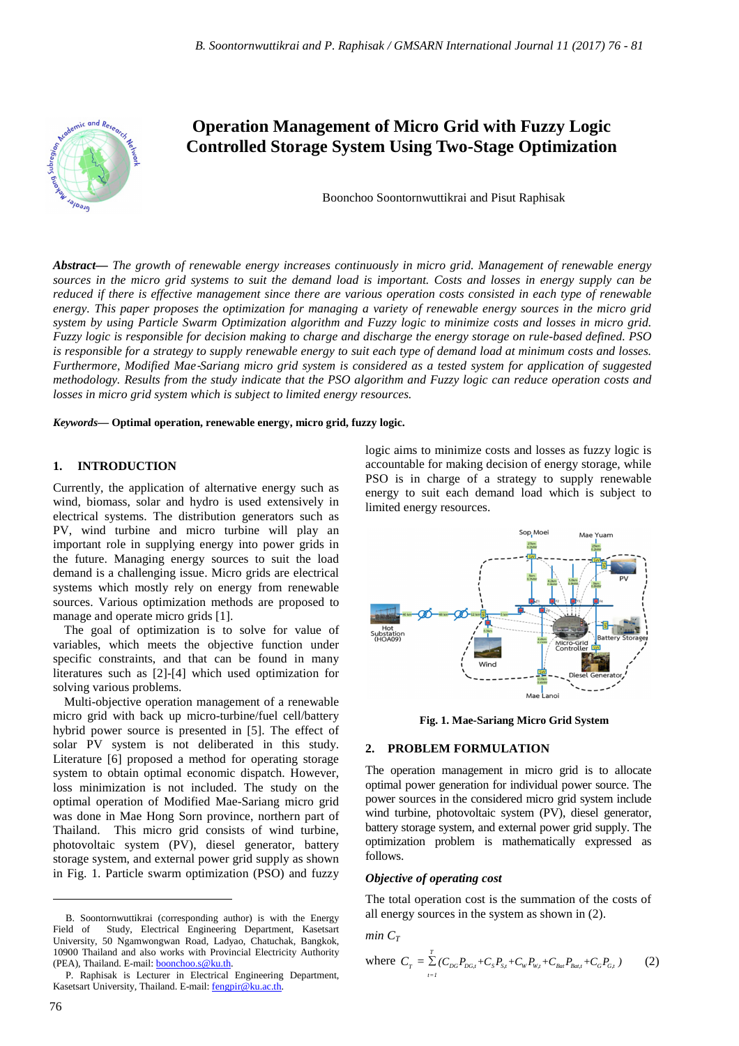# Operation Management of Micro Grid with Fuzzy Logic Controlled Storage System Using Two-Stage Optimization

Boonchoo Soontornwuttikrai and Pisut Raphisak

***Abstract*— *The growth of renewable energy increases continuously in micro grid. Management of renewable energy sources in the micro grid systems to suit the demand load is important. Costs and losses in energy supply can be reduced if there is effective management since there are various operation costs consisted in each type of renewable energy. This paper proposes the optimization for managing a variety of renewable energy sources in the micro grid system by using Particle Swarm Optimization algorithm and Fuzzy logic to minimize costs and losses in micro grid. Fuzzy logic is responsible for decision making to charge and discharge the energy storage on rule-based defined. PSO is responsible for a strategy to supply renewable energy to suit each type of demand load at minimum costs and losses. Furthermore, Modified Mae-Sariang micro grid system is considered as a tested system for application of suggested methodology. Results from the study indicate that the PSO algorithm and Fuzzy logic can reduce operation costs and losses in micro grid system which is subject to limited energy resources.*

***Keywords*— Optimal operation, renewable energy, micro grid, fuzzy logic.**

## 1. INTRODUCTION

Currently, the application of alternative energy such as wind, biomass, solar and hydro is used extensively in electrical systems. The distribution generators such as PV, wind turbine and micro turbine will play an important role in supplying energy into power grids in the future. Managing energy sources to suit the load demand is a challenging issue. Micro grids are electrical systems which mostly rely on energy from renewable sources. Various optimization methods are proposed to manage and operate micro grids [1].

The goal of optimization is to solve for value of variables, which meets the objective function under specific constraints, and that can be found in many literatures such as [2]-[4] which used optimization for solving various problems.

Multi-objective operation management of a renewable micro grid with back up micro-turbine/fuel cell/battery hybrid power source is presented in [5]. The effect of solar PV system is not deliberated in this study. Literature [6] proposed a method for operating storage system to obtain optimal economic dispatch. However, loss minimization is not included. The study on the optimal operation of Modified Mae-Sariang micro grid was done in Mae Hong Sorn province, northern part of Thailand. This micro grid consists of wind turbine, photovoltaic system (PV), diesel generator, battery storage system, and external power grid supply as shown in Fig. 1. Particle swarm optimization (PSO) and fuzzy logic aims to minimize costs and losses as fuzzy logic is accountable for making decision of energy storage, while PSO is in charge of a strategy to supply renewable energy to suit each demand load which is subject to limited energy resources.

**Fig. 1. Mae-Sariang Micro Grid System**

## 2. PROBLEM FORMULATION

The operation management in micro grid is to allocate optimal power generation for individual power source. The power sources in the considered micro grid system include wind turbine, photovoltaic system (PV), diesel generator, battery storage system, and external power grid supply. The optimization problem is mathematically expressed as follows.

### *Objective of operating cost*

The total operation cost is the summation of the costs of all energy sources in the system as shown in (2).

*min* $C_T$

$$\text{where } C_T = \sum_{t=1}^{T} (C_{DG} P_{DG,t} + C_S P_{S,t} + C_W P_{W,t} + C_{Bat} P_{Bat,t} + C_G P_{G,t}) \tag{2}$$

---

B. Soontornwuttikrai (corresponding author) is with the Energy Field of Study, Electrical Engineering Department, Kasetsart University, 50 Ngamwongwan Road, Ladyao, Chatuchak, Bangkok, 10900 Thailand and also works with Provincial Electricity Authority (PEA), Thailand. E-mail: boonchoo.s@ku.th.

P. Raphisak is Lecturer in Electrical Engineering Department, Kasetsart University, Thailand. E-mail: fengpir@ku.ac.th.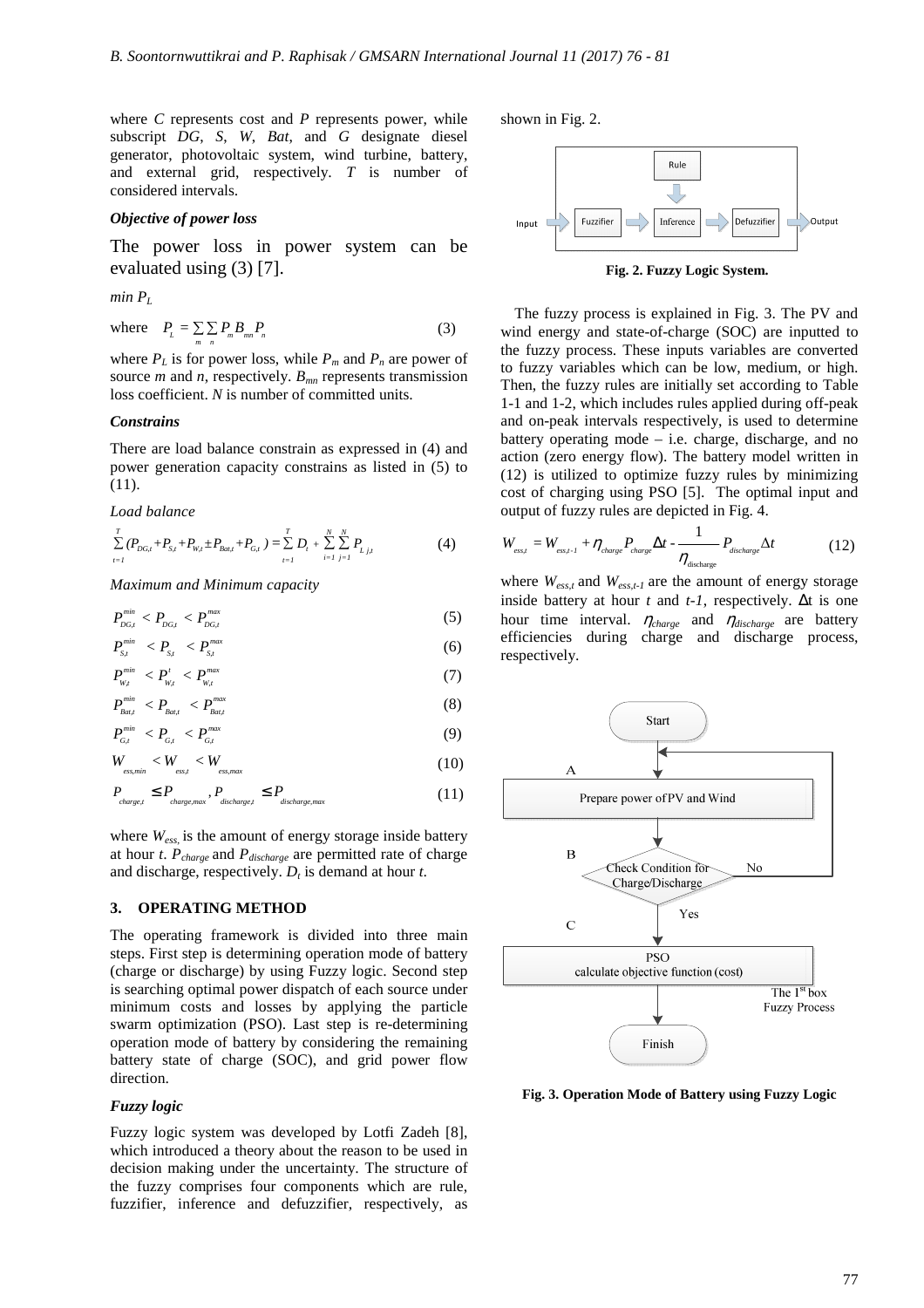where *C* represents cost and *P* represents power, while subscript *DG*, *S*, *W*, *Bat*, and *G* designate diesel generator, photovoltaic system, wind turbine, battery, and external grid, respectively. *T* is number of considered intervals.

***Objective of power loss***

The power loss in power system can be evaluated using (3) [7].

*min $P_L$*

$$\text{where} \quad P_L = \sum_m \sum_n P_m B_{mn} P_n \tag{3}$$

where $P_L$ is for power loss, while $P_m$ and $P_n$ are power of source *m* and *n*, respectively. $B_{mn}$ represents transmission loss coefficient. *N* is number of committed units.

***Constrains***

There are load balance constrain as expressed in (4) and power generation capacity constrains as listed in (5) to (11).

*Load balance*

$$\sum_{t=1}^{T} (P_{DG,t} + P_{S,t} + P_{W,t} \pm P_{Bat,t} + P_{G,t}) = \sum_{t=1}^{T} D_t + \sum_{i=1}^{N} \sum_{j=1}^{N} P_{L\ j,t} \tag{4}$$

*Maximum and Minimum capacity*

$$P_{DG,t}^{min} < P_{DG,t} < P_{DG,t}^{max} \tag{5}$$

$$P_{S,t}^{min} < P_{S,t} < P_{S,t}^{max} \tag{6}$$

$$P_{W,t}^{min} < P_{W,t}^{t} < P_{W,t}^{max} \tag{7}$$

$$P_{Bat,t}^{min} < P_{Bat,t} < P_{Bat,t}^{max} \tag{8}$$

$$P_{G,t}^{min} < P_{G,t} < P_{G,t}^{max} \tag{9}$$

$$W_{ess,min} < W_{ess,t} < W_{ess,max} \tag{10}$$

$$P_{charge,t} \le P_{charge,max}, P_{discharge,t} \le P_{discharge,max} \tag{11}$$

where $W_{ess,}$ is the amount of energy storage inside battery at hour *t*. $P_{charge}$ and $P_{discharge}$ are permitted rate of charge and discharge, respectively. $D_t$ is demand at hour *t*.

## 3. OPERATING METHOD

The operating framework is divided into three main steps. First step is determining operation mode of battery (charge or discharge) by using Fuzzy logic. Second step is searching optimal power dispatch of each source under minimum costs and losses by applying the particle swarm optimization (PSO). Last step is re-determining operation mode of battery by considering the remaining battery state of charge (SOC), and grid power flow direction.

***Fuzzy logic***

Fuzzy logic system was developed by Lotfi Zadeh [8], which introduced a theory about the reason to be used in decision making under the uncertainty. The structure of the fuzzy comprises four components which are rule, fuzzifier, inference and defuzzifier, respectively, as shown in Fig. 2.

**Fig. 2. Fuzzy Logic System.**

The fuzzy process is explained in Fig. 3. The PV and wind energy and state-of-charge (SOC) are inputted to the fuzzy process. These inputs variables are converted to fuzzy variables which can be low, medium, or high. Then, the fuzzy rules are initially set according to Table 1-1 and 1-2, which includes rules applied during off-peak and on-peak intervals respectively, is used to determine battery operating mode – i.e. charge, discharge, and no action (zero energy flow). The battery model written in (12) is utilized to optimize fuzzy rules by minimizing cost of charging using PSO [5]. The optimal input and output of fuzzy rules are depicted in Fig. 4.

$$W_{ess,t} = W_{ess,t-1} + \eta_{charge} P_{charge} \Delta t - \frac{1}{\eta_{\text{discharge}}} P_{discharge} \Delta t \tag{12}$$

where $W_{ess,t}$ and $W_{ess,t-1}$ are the amount of energy storage inside battery at hour *t* and *t-1*, respectively. $\Delta$t is one hour time interval. $\eta_{charge}$ and $\eta_{discharge}$ are battery efficiencies during charge and discharge process, respectively.

**Fig. 3. Operation Mode of Battery using Fuzzy Logic**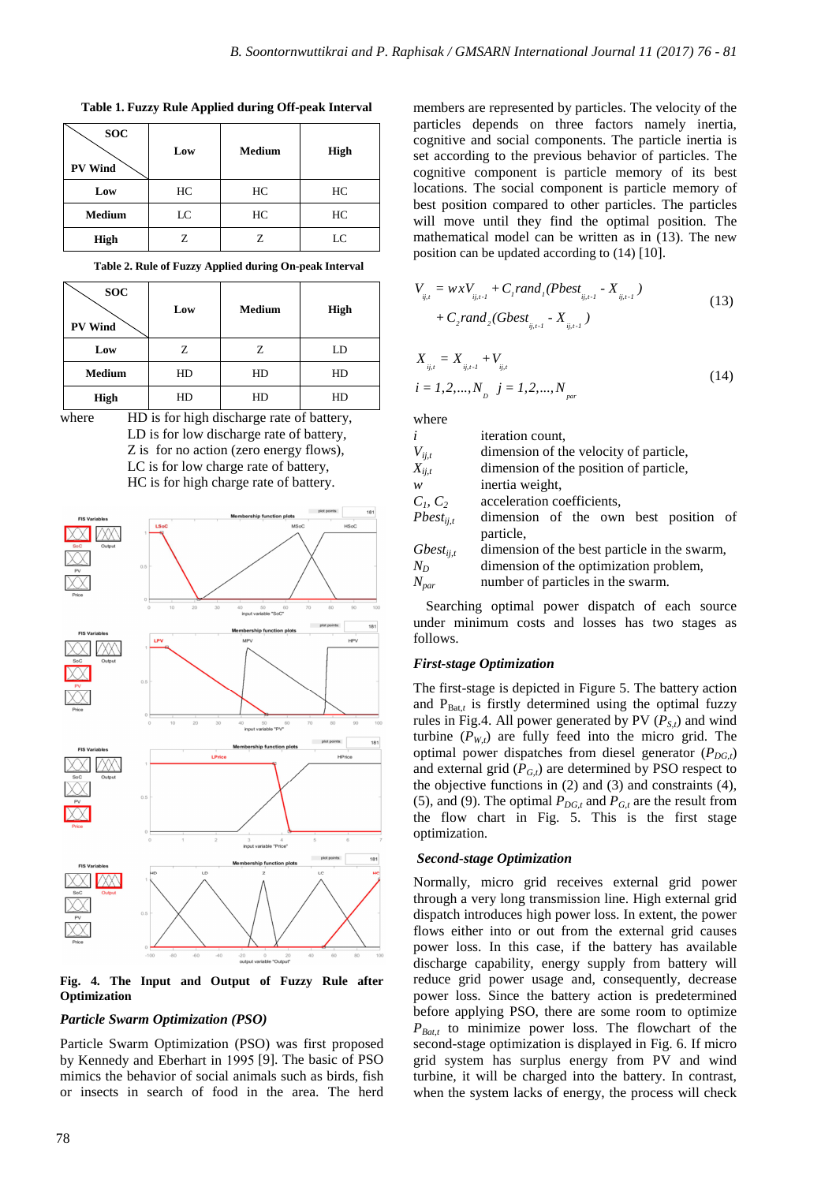**Table 1. Fuzzy Rule Applied during Off-peak Interval**

| PV Wind \ SOC | Low | Medium | High |
|---|---|---|---|
| **Low** | HC | HC | HC |
| **Medium** | LC | HC | HC |
| **High** | Z | Z | LC |

**Table 2. Rule of Fuzzy Applied during On-peak Interval**

| PV Wind \ SOC | Low | Medium | High |
|---|---|---|---|
| **Low** | Z | Z | LD |
| **Medium** | HD | HD | HD |
| **High** | HD | HD | HD |

where
HD is for high discharge rate of battery,
LD is for low discharge rate of battery,
Z is for no action (zero energy flows),
LC is for low charge rate of battery,
HC is for high charge rate of battery.

**Fig. 4. The Input and Output of Fuzzy Rule after Optimization**

### *Particle Swarm Optimization (PSO)*

Particle Swarm Optimization (PSO) was first proposed by Kennedy and Eberhart in 1995 [9]. The basic of PSO mimics the behavior of social animals such as birds, fish or insects in search of food in the area. The herd members are represented by particles. The velocity of the particles depends on three factors namely inertia, cognitive and social components. The particle inertia is set according to the previous behavior of particles. The cognitive component is particle memory of its best locations. The social component is particle memory of best position compared to other particles. The particles will move until they find the optimal position. The mathematical model can be written as in (13). The new position can be updated according to (14) [10].

$$V_{ij,t} = wxV_{ij,t-1} + C_1 rand_1 (Pbest_{ij,t-1} - X_{ij,t-1}) + C_2 rand_2 (Gbest_{ij,t-1} - X_{ij,t-1}) \tag{13}$$

$$X_{ij,t} = X_{ij,t-1} + V_{ij,t} \qquad i = 1,2,...,N_D \quad j = 1,2,...,N_{par} \tag{14}$$

where

| | |
|---|---|
| $i$ | iteration count, |
| $V_{ij,t}$ | dimension of the velocity of particle, |
| $X_{ij,t}$ | dimension of the position of particle, |
| $w$ | inertia weight, |
| $C_1$, $C_2$ | acceleration coefficients, |
| $Pbest_{ij,t}$ | dimension of the own best position of particle, |
| $Gbest_{ij,t}$ | dimension of the best particle in the swarm, |
| $N_D$ | dimension of the optimization problem, |
| $N_{par}$ | number of particles in the swarm. |

Searching optimal power dispatch of each source under minimum costs and losses has two stages as follows.

### *First-stage Optimization*

The first-stage is depicted in Figure 5. The battery action and $P_{Bat,t}$ is firstly determined using the optimal fuzzy rules in Fig.4. All power generated by PV ($P_{S,t}$) and wind turbine ($P_{W,t}$) are fully feed into the micro grid. The optimal power dispatches from diesel generator ($P_{DG,t}$) and external grid ($P_{G,t}$) are determined by PSO respect to the objective functions in (2) and (3) and constraints (4), (5), and (9). The optimal $P_{DG,t}$ and $P_{G,t}$ are the result from the flow chart in Fig. 5. This is the first stage optimization.

### *Second-stage Optimization*

Normally, micro grid receives external grid power through a very long transmission line. High external grid dispatch introduces high power loss. In extent, the power flows either into or out from the external grid causes power loss. In this case, if the battery has available discharge capability, energy supply from battery will reduce grid power usage and, consequently, decrease power loss. Since the battery action is predetermined before applying PSO, there are some room to optimize $P_{Bat,t}$ to minimize power loss. The flowchart of the second-stage optimization is displayed in Fig. 6. If micro grid system has surplus energy from PV and wind turbine, it will be charged into the battery. In contrast, when the system lacks of energy, the process will check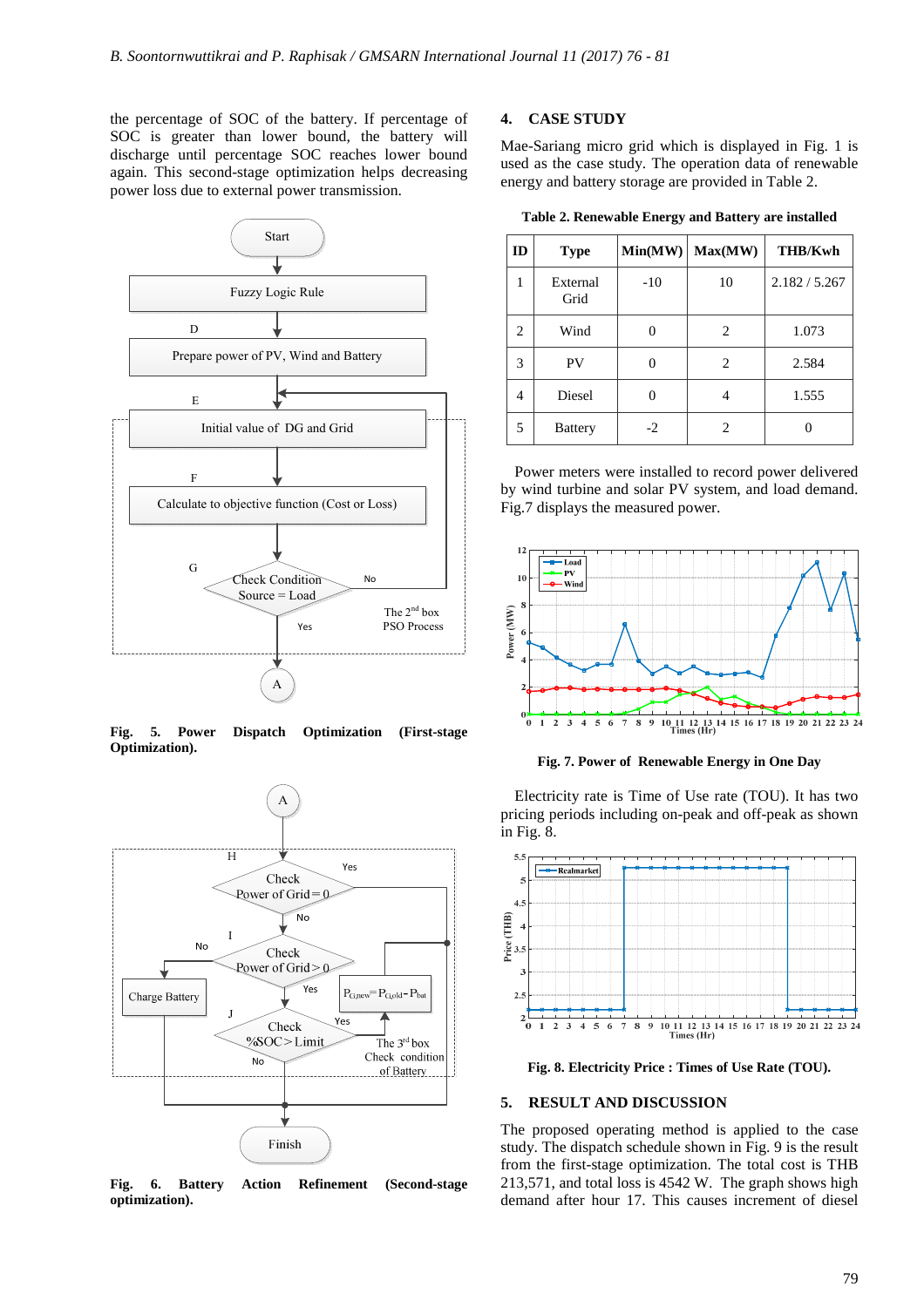the percentage of SOC of the battery. If percentage of SOC is greater than lower bound, the battery will discharge until percentage SOC reaches lower bound again. This second-stage optimization helps decreasing power loss due to external power transmission.

**Fig. 5. Power Dispatch Optimization (First-stage Optimization).**

**Fig. 6. Battery Action Refinement (Second-stage optimization).**

## 4. CASE STUDY

Mae-Sariang micro grid which is displayed in Fig. 1 is used as the case study. The operation data of renewable energy and battery storage are provided in Table 2.

**Table 2. Renewable Energy and Battery are installed**

| ID | Type | Min(MW) | Max(MW) | THB/Kwh |
|---|---|---|---|---|
| 1 | External Grid | -10 | 10 | 2.182 / 5.267 |
| 2 | Wind | 0 | 2 | 1.073 |
| 3 | PV | 0 | 2 | 2.584 |
| 4 | Diesel | 0 | 4 | 1.555 |
| 5 | Battery | -2 | 2 | 0 |

Power meters were installed to record power delivered by wind turbine and solar PV system, and load demand. Fig.7 displays the measured power.

**Fig. 7. Power of Renewable Energy in One Day**

Electricity rate is Time of Use rate (TOU). It has two pricing periods including on-peak and off-peak as shown in Fig. 8.

**Fig. 8. Electricity Price : Times of Use Rate (TOU).**

## 5. RESULT AND DISCUSSION

The proposed operating method is applied to the case study. The dispatch schedule shown in Fig. 9 is the result from the first-stage optimization. The total cost is THB 213,571, and total loss is 4542 W. The graph shows high demand after hour 17. This causes increment of diesel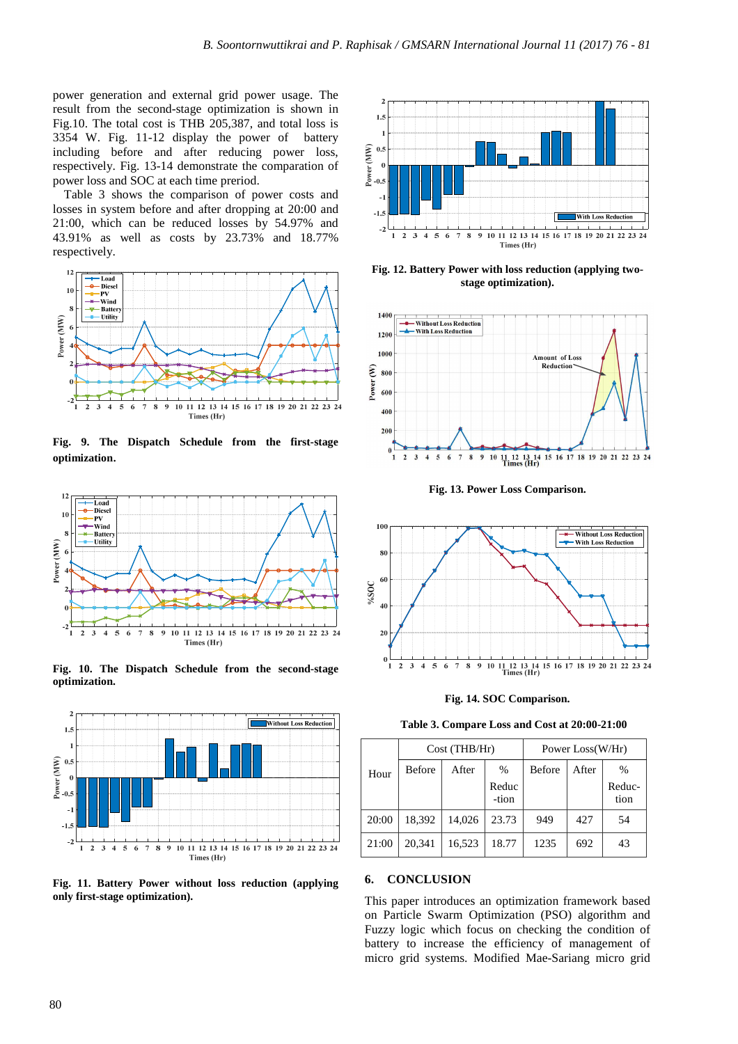power generation and external grid power usage. The result from the second-stage optimization is shown in Fig.10. The total cost is THB 205,387, and total loss is 3354 W. Fig. 11-12 display the power of battery including before and after reducing power loss, respectively. Fig. 13-14 demonstrate the comparation of power loss and SOC at each time preriod.

Table 3 shows the comparison of power costs and losses in system before and after dropping at 20:00 and 21:00, which can be reduced losses by 54.97% and 43.91% as well as costs by 23.73% and 18.77% respectively.

**Fig. 9. The Dispatch Schedule from the first-stage optimization.**

**Fig. 10. The Dispatch Schedule from the second-stage optimization.**

**Fig. 11. Battery Power without loss reduction (applying only first-stage optimization).**

**Fig. 12. Battery Power with loss reduction (applying two-stage optimization).**

**Fig. 13. Power Loss Comparison.**

**Fig. 14. SOC Comparison.**

**Table 3. Compare Loss and Cost at 20:00-21:00**

| Hour | Cost (THB/Hr) | | | Power Loss(W/Hr) | | |
|---|---|---|---|---|---|---|
| | Before | After | % Reduc -tion | Before | After | % Reduc-tion |
| 20:00 | 18,392 | 14,026 | 23.73 | 949 | 427 | 54 |
| 21:00 | 20,341 | 16,523 | 18.77 | 1235 | 692 | 43 |

## 6. CONCLUSION

This paper introduces an optimization framework based on Particle Swarm Optimization (PSO) algorithm and Fuzzy logic which focus on checking the condition of battery to increase the efficiency of management of micro grid systems. Modified Mae-Sariang micro grid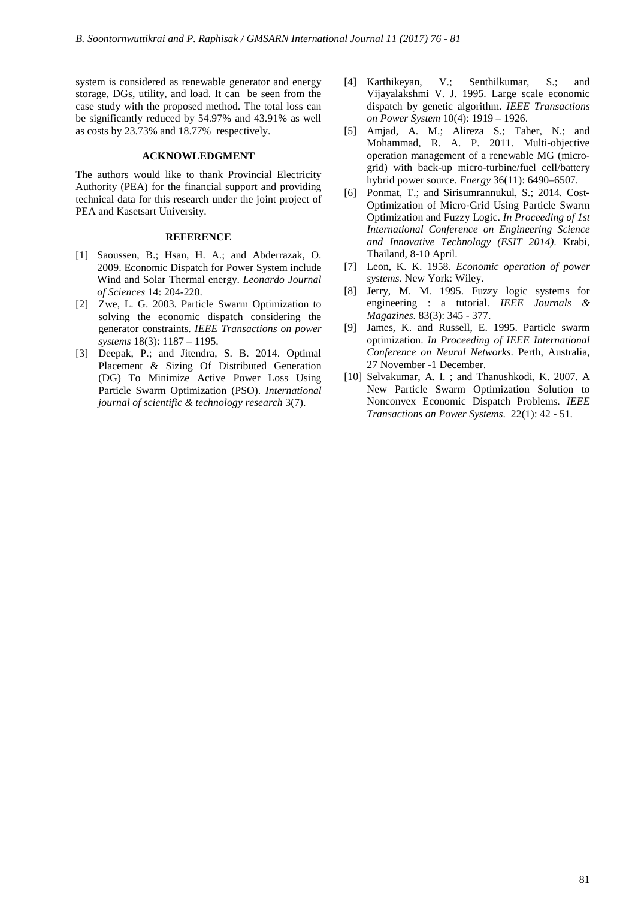system is considered as renewable generator and energy storage, DGs, utility, and load. It can be seen from the case study with the proposed method. The total loss can be significantly reduced by 54.97% and 43.91% as well as costs by 23.73% and 18.77% respectively.

## ACKNOWLEDGMENT

The authors would like to thank Provincial Electricity Authority (PEA) for the financial support and providing technical data for this research under the joint project of PEA and Kasetsart University.

## REFERENCE

[1] Saoussen, B.; Hsan, H. A.; and Abderrazak, O. 2009. Economic Dispatch for Power System include Wind and Solar Thermal energy. *Leonardo Journal of Sciences* 14: 204-220.

[2] Zwe, L. G. 2003. Particle Swarm Optimization to solving the economic dispatch considering the generator constraints. *IEEE Transactions on power systems* 18(3): 1187 – 1195.

[3] Deepak, P.; and Jitendra, S. B. 2014. Optimal Placement & Sizing Of Distributed Generation (DG) To Minimize Active Power Loss Using Particle Swarm Optimization (PSO). *International journal of scientific & technology research* 3(7).

[4] Karthikeyan, V.; Senthilkumar, S.; and Vijayalakshmi V. J. 1995. Large scale economic dispatch by genetic algorithm. *IEEE Transactions on Power System* 10(4): 1919 – 1926.

[5] Amjad, A. M.; Alireza S.; Taher, N.; and Mohammad, R. A. P. 2011. Multi-objective operation management of a renewable MG (micro-grid) with back-up micro-turbine/fuel cell/battery hybrid power source. *Energy* 36(11): 6490–6507.

[6] Ponmat, T.; and Sirisumrannukul, S.; 2014. Cost-Optimization of Micro-Grid Using Particle Swarm Optimization and Fuzzy Logic. *In Proceeding of 1st International Conference on Engineering Science and Innovative Technology (ESIT 2014)*. Krabi, Thailand, 8-10 April.

[7] Leon, K. K. 1958. *Economic operation of power systems*. New York: Wiley.

[8] Jerry, M. M. 1995. Fuzzy logic systems for engineering : a tutorial. *IEEE Journals & Magazines*. 83(3): 345 - 377.

[9] James, K. and Russell, E. 1995. Particle swarm optimization. *In Proceeding of IEEE International Conference on Neural Networks*. Perth, Australia, 27 November -1 December.

[10] Selvakumar, A. I. ; and Thanushkodi, K. 2007. A New Particle Swarm Optimization Solution to Nonconvex Economic Dispatch Problems. *IEEE Transactions on Power Systems*. 22(1): 42 - 51.